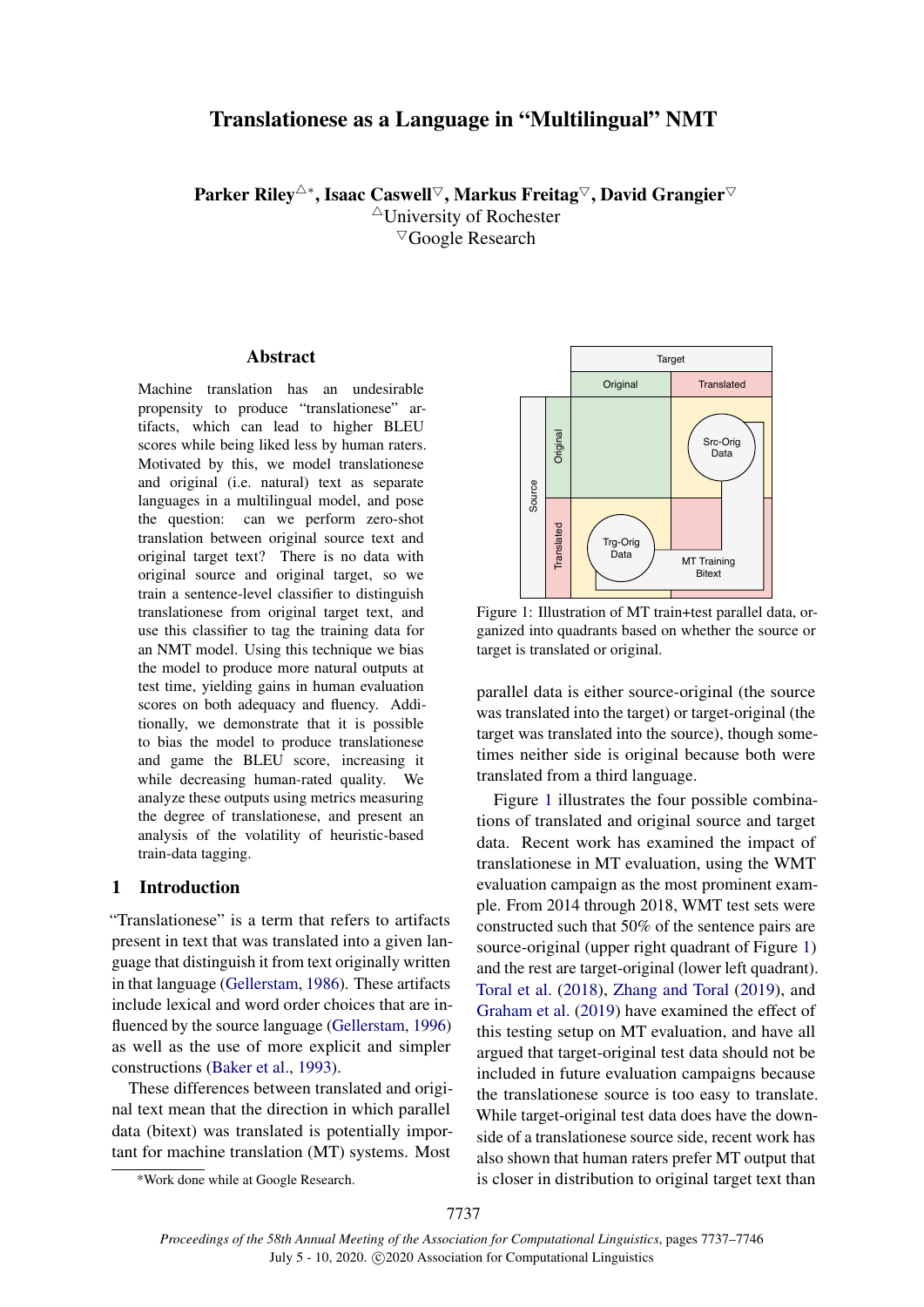# Translationese as a Language in "Multilingual" NMT

**Parker Riley**[△*], **Isaac Caswell**[▽], **Markus Freitag**[▽], **David Grangier**[▽]

[△]University of Rochester

[▽]Google Research

## Abstract

Machine translation has an undesirable propensity to produce "translationese" artifacts, which can lead to higher BLEU scores while being liked less by human raters. Motivated by this, we model translationese and original (i.e. natural) text as separate languages in a multilingual model, and pose the question: can we perform zero-shot translation between original source text and original target text? There is no data with original source and original target, so we train a sentence-level classifier to distinguish translationese from original target text, and use this classifier to tag the training data for an NMT model. Using this technique we bias the model to produce more natural outputs at test time, yielding gains in human evaluation scores on both adequacy and fluency. Additionally, we demonstrate that it is possible to bias the model to produce translationese and game the BLEU score, increasing it while decreasing human-rated quality. We analyze these outputs using metrics measuring the degree of translationese, and present an analysis of the volatility of heuristic-based train-data tagging.

## 1 Introduction

"Translationese" is a term that refers to artifacts present in text that was translated into a given language that distinguish it from text originally written in that language (Gellerstam, 1986). These artifacts include lexical and word order choices that are influenced by the source language (Gellerstam, 1996) as well as the use of more explicit and simpler constructions (Baker et al., 1993).

These differences between translated and original text mean that the direction in which parallel data (bitext) was translated is potentially important for machine translation (MT) systems. Most parallel data is either source-original (the source was translated into the target) or target-original (the target was translated into the source), though sometimes neither side is original because both were translated from a third language.

| | | Target: Original | Target: Translated |
|---|---|---|---|
| Source | Original | | Src-Orig Data |
| | Translated | Trg-Orig Data | MT Training Bitext |

Figure 1: Illustration of MT train+test parallel data, organized into quadrants based on whether the source or target is translated or original.

Figure 1 illustrates the four possible combinations of translated and original source and target data. Recent work has examined the impact of translationese in MT evaluation, using the WMT evaluation campaign as the most prominent example. From 2014 through 2018, WMT test sets were constructed such that 50% of the sentence pairs are source-original (upper right quadrant of Figure 1) and the rest are target-original (lower left quadrant). Toral et al. (2018), Zhang and Toral (2019), and Graham et al. (2019) have examined the effect of this testing setup on MT evaluation, and have all argued that target-original test data should not be included in future evaluation campaigns because the translationese source is too easy to translate. While target-original test data does have the downside of a translationese source side, recent work has also shown that human raters prefer MT output that is closer in distribution to original target text than

*Work done while at Google Research.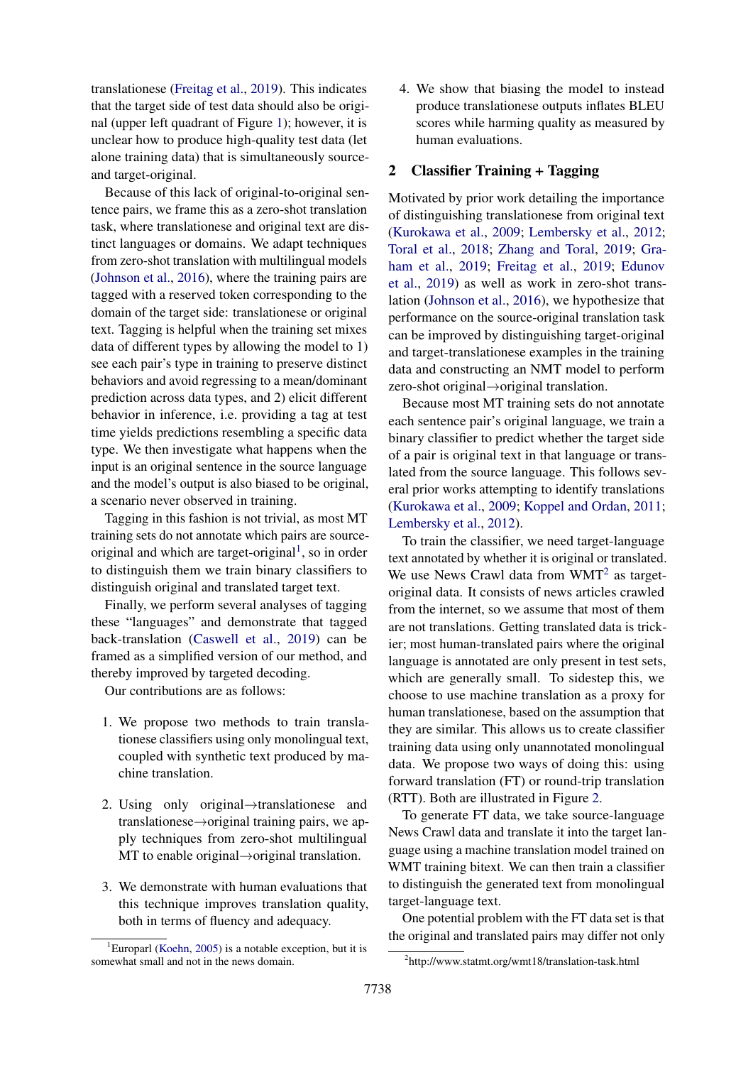translationese (Freitag et al., 2019). This indicates that the target side of test data should also be original (upper left quadrant of Figure 1); however, it is unclear how to produce high-quality test data (let alone training data) that is simultaneously source- and target-original.

Because of this lack of original-to-original sentence pairs, we frame this as a zero-shot translation task, where translationese and original text are distinct languages or domains. We adapt techniques from zero-shot translation with multilingual models (Johnson et al., 2016), where the training pairs are tagged with a reserved token corresponding to the domain of the target side: translationese or original text. Tagging is helpful when the training set mixes data of different types by allowing the model to 1) see each pair's type in training to preserve distinct behaviors and avoid regressing to a mean/dominant prediction across data types, and 2) elicit different behavior in inference, i.e. providing a tag at test time yields predictions resembling a specific data type. We then investigate what happens when the input is an original sentence in the source language and the model's output is also biased to be original, a scenario never observed in training.

Tagging in this fashion is not trivial, as most MT training sets do not annotate which pairs are source-original and which are target-original[1], so in order to distinguish them we train binary classifiers to distinguish original and translated target text.

Finally, we perform several analyses of tagging these "languages" and demonstrate that tagged back-translation (Caswell et al., 2019) can be framed as a simplified version of our method, and thereby improved by targeted decoding.

Our contributions are as follows:

1. We propose two methods to train translationese classifiers using only monolingual text, coupled with synthetic text produced by machine translation.

2. Using only original→translationese and translationese→original training pairs, we apply techniques from zero-shot multilingual MT to enable original→original translation.

3. We demonstrate with human evaluations that this technique improves translation quality, both in terms of fluency and adequacy.

4. We show that biasing the model to instead produce translationese outputs inflates BLEU scores while harming quality as measured by human evaluations.

## 2 Classifier Training + Tagging

Motivated by prior work detailing the importance of distinguishing translationese from original text (Kurokawa et al., 2009; Lembersky et al., 2012; Toral et al., 2018; Zhang and Toral, 2019; Graham et al., 2019; Freitag et al., 2019; Edunov et al., 2019) as well as work in zero-shot translation (Johnson et al., 2016), we hypothesize that performance on the source-original translation task can be improved by distinguishing target-original and target-translationese examples in the training data and constructing an NMT model to perform zero-shot original→original translation.

Because most MT training sets do not annotate each sentence pair's original language, we train a binary classifier to predict whether the target side of a pair is original text in that language or translated from the source language. This follows several prior works attempting to identify translations (Kurokawa et al., 2009; Koppel and Ordan, 2011; Lembersky et al., 2012).

To train the classifier, we need target-language text annotated by whether it is original or translated. We use News Crawl data from WMT[2] as target-original data. It consists of news articles crawled from the internet, so we assume that most of them are not translations. Getting translated data is trickier; most human-translated pairs where the original language is annotated are only present in test sets, which are generally small. To sidestep this, we choose to use machine translation as a proxy for human translationese, based on the assumption that they are similar. This allows us to create classifier training data using only unannotated monolingual data. We propose two ways of doing this: using forward translation (FT) or round-trip translation (RTT). Both are illustrated in Figure 2.

To generate FT data, we take source-language News Crawl data and translate it into the target language using a machine translation model trained on WMT training bitext. We can then train a classifier to distinguish the generated text from monolingual target-language text.

One potential problem with the FT data set is that the original and translated pairs may differ not only

[1] Europarl (Koehn, 2005) is a notable exception, but it is somewhat small and not in the news domain.

[2] http://www.statmt.org/wmt18/translation-task.html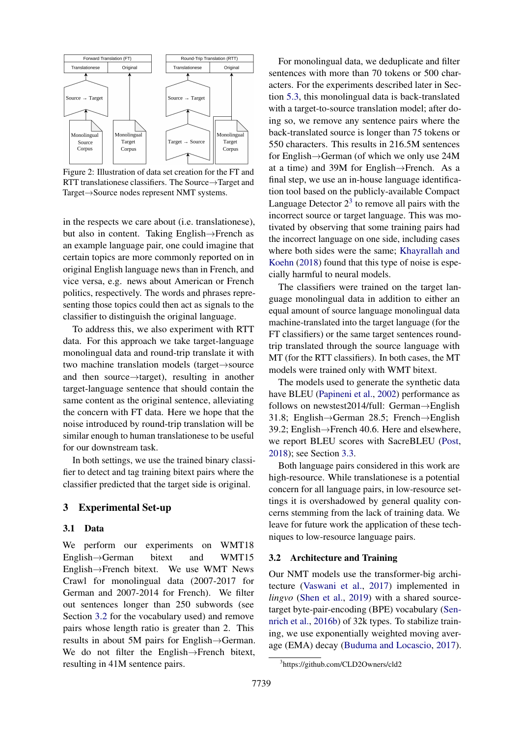Figure 2: Illustration of data set creation for the FT and RTT translationese classifiers. The Source→Target and Target→Source nodes represent NMT systems.

in the respects we care about (i.e. translationese), but also in content. Taking English→French as an example language pair, one could imagine that certain topics are more commonly reported on in original English language news than in French, and vice versa, e.g. news about American or French politics, respectively. The words and phrases representing those topics could then act as signals to the classifier to distinguish the original language.

To address this, we also experiment with RTT data. For this approach we take target-language monolingual data and round-trip translate it with two machine translation models (target→source and then source→target), resulting in another target-language sentence that should contain the same content as the original sentence, alleviating the concern with FT data. Here we hope that the noise introduced by round-trip translation will be similar enough to human translationese to be useful for our downstream task.

In both settings, we use the trained binary classifier to detect and tag training bitext pairs where the classifier predicted that the target side is original.

## 3 Experimental Set-up

### 3.1 Data

We perform our experiments on WMT18 English→German bitext and WMT15 English→French bitext. We use WMT News Crawl for monolingual data (2007-2017 for German and 2007-2014 for French). We filter out sentences longer than 250 subwords (see Section 3.2 for the vocabulary used) and remove pairs whose length ratio is greater than 2. This results in about 5M pairs for English→German. We do not filter the English→French bitext, resulting in 41M sentence pairs.

For monolingual data, we deduplicate and filter sentences with more than 70 tokens or 500 characters. For the experiments described later in Section 5.3, this monolingual data is back-translated with a target-to-source translation model; after doing so, we remove any sentence pairs where the back-translated source is longer than 75 tokens or 550 characters. This results in 216.5M sentences for English→German (of which we only use 24M at a time) and 39M for English→French. As a final step, we use an in-house language identification tool based on the publicly-available Compact Language Detector 2[3] to remove all pairs with the incorrect source or target language. This was motivated by observing that some training pairs had the incorrect language on one side, including cases where both sides were the same; Khayrallah and Koehn (2018) found that this type of noise is especially harmful to neural models.

The classifiers were trained on the target language monolingual data in addition to either an equal amount of source language monolingual data machine-translated into the target language (for the FT classifiers) or the same target sentences round-trip translated through the source language with MT (for the RTT classifiers). In both cases, the MT models were trained only with WMT bitext.

The models used to generate the synthetic data have BLEU (Papineni et al., 2002) performance as follows on newstest2014/full: German→English 31.8; English→German 28.5; French→English 39.2; English→French 40.6. Here and elsewhere, we report BLEU scores with SacreBLEU (Post, 2018); see Section 3.3.

Both language pairs considered in this work are high-resource. While translationese is a potential concern for all language pairs, in low-resource settings it is overshadowed by general quality concerns stemming from the lack of training data. We leave for future work the application of these techniques to low-resource language pairs.

### 3.2 Architecture and Training

Our NMT models use the transformer-big architecture (Vaswani et al., 2017) implemented in *lingvo* (Shen et al., 2019) with a shared source-target byte-pair-encoding (BPE) vocabulary (Sennrich et al., 2016b) of 32k types. To stabilize training, we use exponentially weighted moving average (EMA) decay (Buduma and Locascio, 2017).

[3]https://github.com/CLD2Owners/cld2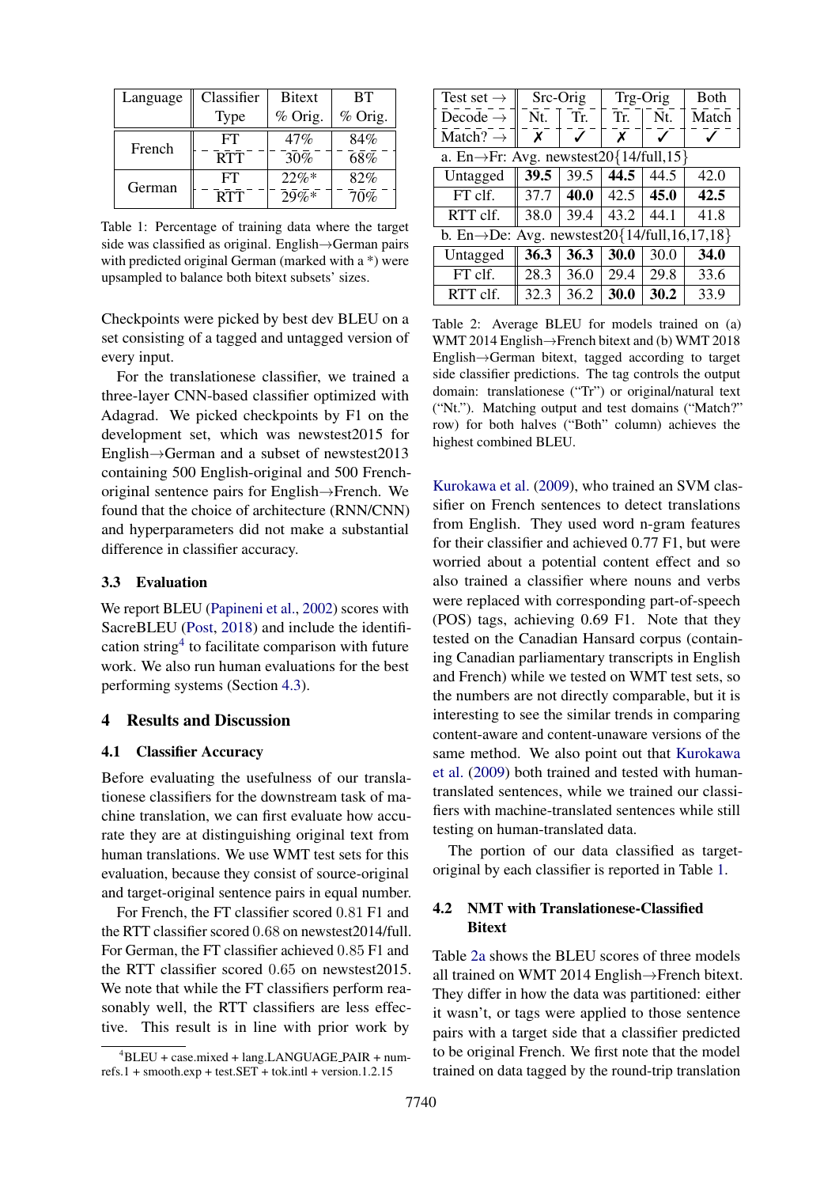| Language | Classifier Type | Bitext % Orig. | BT % Orig. |
|---|---|---|---|
| French | FT | 47% | 84% |
| | RTT | 30% | 68% |
| German | FT | 22%* | 82% |
| | RTT | 29%* | 70% |

Table 1: Percentage of training data where the target side was classified as original. English→German pairs with predicted original German (marked with a *) were upsampled to balance both bitext subsets' sizes.

Checkpoints were picked by best dev BLEU on a set consisting of a tagged and untagged version of every input.

For the translationese classifier, we trained a three-layer CNN-based classifier optimized with Adagrad. We picked checkpoints by F1 on the development set, which was newstest2015 for English→German and a subset of newstest2013 containing 500 English-original and 500 French-original sentence pairs for English→French. We found that the choice of architecture (RNN/CNN) and hyperparameters did not make a substantial difference in classifier accuracy.

### 3.3 Evaluation

We report BLEU (Papineni et al., 2002) scores with SacreBLEU (Post, 2018) and include the identification string[4] to facilitate comparison with future work. We also run human evaluations for the best performing systems (Section 4.3).

## 4 Results and Discussion

### 4.1 Classifier Accuracy

Before evaluating the usefulness of our translationese classifiers for the downstream task of machine translation, we can first evaluate how accurate they are at distinguishing original text from human translations. We use WMT test sets for this evaluation, because they consist of source-original and target-original sentence pairs in equal number.

For French, the FT classifier scored 0.81 F1 and the RTT classifier scored 0.68 on newstest2014/full. For German, the FT classifier achieved 0.85 F1 and the RTT classifier scored 0.65 on newstest2015. We note that while the FT classifiers perform reasonably well, the RTT classifiers are less effective. This result is in line with prior work by Kurokawa et al. (2009), who trained an SVM classifier on French sentences to detect translations from English. They used word n-gram features for their classifier and achieved 0.77 F1, but were worried about a potential content effect and so also trained a classifier where nouns and verbs were replaced with corresponding part-of-speech (POS) tags, achieving 0.69 F1. Note that they tested on the Canadian Hansard corpus (containing Canadian parliamentary transcripts in English and French) while we tested on WMT test sets, so the numbers are not directly comparable, but it is interesting to see the similar trends in comparing content-aware and content-unaware versions of the same method. We also point out that Kurokawa et al. (2009) both trained and tested with human-translated sentences, while we trained our classifiers with machine-translated sentences while still testing on human-translated data.

The portion of our data classified as target-original by each classifier is reported in Table 1.

[4] BLEU + case.mixed + lang.LANGUAGE_PAIR + num-refs.1 + smooth.exp + test.SET + tok.intl + version.1.2.15

| Test set → | Src-Orig | | Trg-Orig | | Both |
|---|---|---|---|---|---|
| Decode → | Nt. | Tr. | Tr. | Nt. | Match |
| Match? → | ✗ | ✓ | ✗ | ✓ | ✓ |
| a. En→Fr: Avg. newstest20{14/full,15} | | | | | |
| Untagged | **39.5** | 39.5 | **44.5** | 44.5 | 42.0 |
| FT clf. | 37.7 | **40.0** | 42.5 | **45.0** | **42.5** |
| RTT clf. | 38.0 | 39.4 | 43.2 | 44.1 | 41.8 |
| b. En→De: Avg. newstest20{14/full,16,17,18} | | | | | |
| Untagged | **36.3** | **36.3** | **30.0** | 30.0 | **34.0** |
| FT clf. | 28.3 | 36.0 | 29.4 | 29.8 | 33.6 |
| RTT clf. | 32.3 | 36.2 | **30.0** | **30.2** | 33.9 |

Table 2: Average BLEU for models trained on (a) WMT 2014 English→French bitext and (b) WMT 2018 English→German bitext, tagged according to target side classifier predictions. The tag controls the output domain: translationese ("Tr") or original/natural text ("Nt."). Matching output and test domains ("Match?" row) for both halves ("Both" column) achieves the highest combined BLEU.

### 4.2 NMT with Translationese-Classified Bitext

Table 2a shows the BLEU scores of three models all trained on WMT 2014 English→French bitext. They differ in how the data was partitioned: either it wasn't, or tags were applied to those sentence pairs with a target side that a classifier predicted to be original French. We first note that the model trained on data tagged by the round-trip translation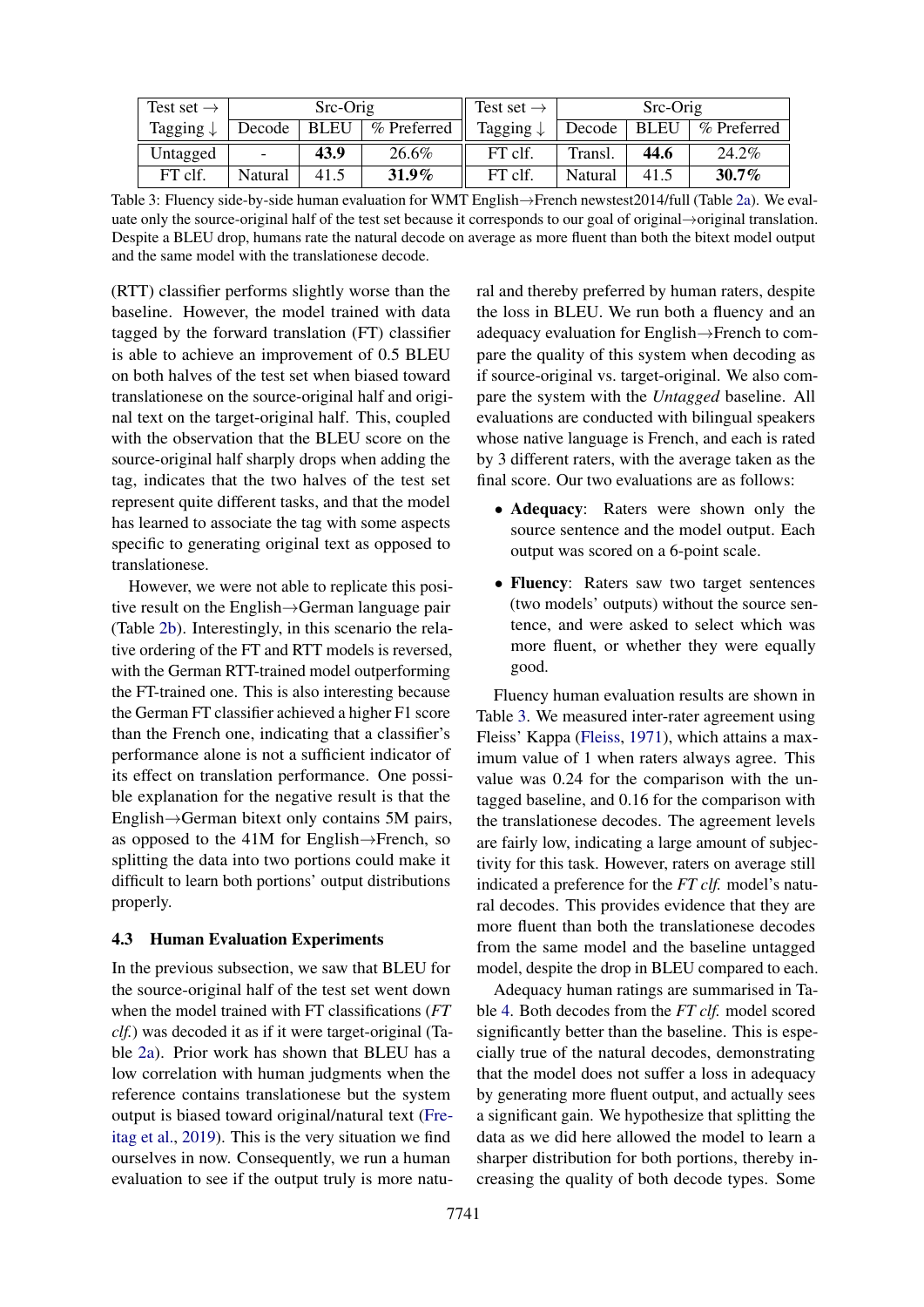| Test set → | Src-Orig | | | Test set → | Src-Orig | | |
|---|---|---|---|---|---|---|---|
| Tagging ↓ | Decode | BLEU | % Preferred | Tagging ↓ | Decode | BLEU | % Preferred |
| Untagged | - | **43.9** | 26.6% | FT clf. | Transl. | **44.6** | 24.2% |
| FT clf. | Natural | 41.5 | **31.9%** | FT clf. | Natural | 41.5 | **30.7%** |

Table 3: Fluency side-by-side human evaluation for WMT English→French newstest2014/full (Table 2a). We evaluate only the source-original half of the test set because it corresponds to our goal of original→original translation. Despite a BLEU drop, humans rate the natural decode on average as more fluent than both the bitext model output and the same model with the translationese decode.

(RTT) classifier performs slightly worse than the baseline. However, the model trained with data tagged by the forward translation (FT) classifier is able to achieve an improvement of 0.5 BLEU on both halves of the test set when biased toward translationese on the source-original half and original text on the target-original half. This, coupled with the observation that the BLEU score on the source-original half sharply drops when adding the tag, indicates that the two halves of the test set represent quite different tasks, and that the model has learned to associate the tag with some aspects specific to generating original text as opposed to translationese.

However, we were not able to replicate this positive result on the English→German language pair (Table 2b). Interestingly, in this scenario the relative ordering of the FT and RTT models is reversed, with the German RTT-trained model outperforming the FT-trained one. This is also interesting because the German FT classifier achieved a higher F1 score than the French one, indicating that a classifier's performance alone is not a sufficient indicator of its effect on translation performance. One possible explanation for the negative result is that the English→German bitext only contains 5M pairs, as opposed to the 41M for English→French, so splitting the data into two portions could make it difficult to learn both portions' output distributions properly.

### 4.3 Human Evaluation Experiments

In the previous subsection, we saw that BLEU for the source-original half of the test set went down when the model trained with FT classifications (*FT clf.*) was decoded it as if it were target-original (Table 2a). Prior work has shown that BLEU has a low correlation with human judgments when the reference contains translationese but the system output is biased toward original/natural text (Freitag et al., 2019). This is the very situation we find ourselves in now. Consequently, we run a human evaluation to see if the output truly is more natural and thereby preferred by human raters, despite the loss in BLEU. We run both a fluency and an adequacy evaluation for English→French to compare the quality of this system when decoding as if source-original vs. target-original. We also compare the system with the *Untagged* baseline. All evaluations are conducted with bilingual speakers whose native language is French, and each is rated by 3 different raters, with the average taken as the final score. Our two evaluations are as follows:

- **Adequacy**: Raters were shown only the source sentence and the model output. Each output was scored on a 6-point scale.
- **Fluency**: Raters saw two target sentences (two models' outputs) without the source sentence, and were asked to select which was more fluent, or whether they were equally good.

Fluency human evaluation results are shown in Table 3. We measured inter-rater agreement using Fleiss' Kappa (Fleiss, 1971), which attains a maximum value of 1 when raters always agree. This value was 0.24 for the comparison with the untagged baseline, and 0.16 for the comparison with the translationese decodes. The agreement levels are fairly low, indicating a large amount of subjectivity for this task. However, raters on average still indicated a preference for the *FT clf.* model's natural decodes. This provides evidence that they are more fluent than both the translationese decodes from the same model and the baseline untagged model, despite the drop in BLEU compared to each.

Adequacy human ratings are summarised in Table 4. Both decodes from the *FT clf.* model scored significantly better than the baseline. This is especially true of the natural decodes, demonstrating that the model does not suffer a loss in adequacy by generating more fluent output, and actually sees a significant gain. We hypothesize that splitting the data as we did here allowed the model to learn a sharper distribution for both portions, thereby increasing the quality of both decode types. Some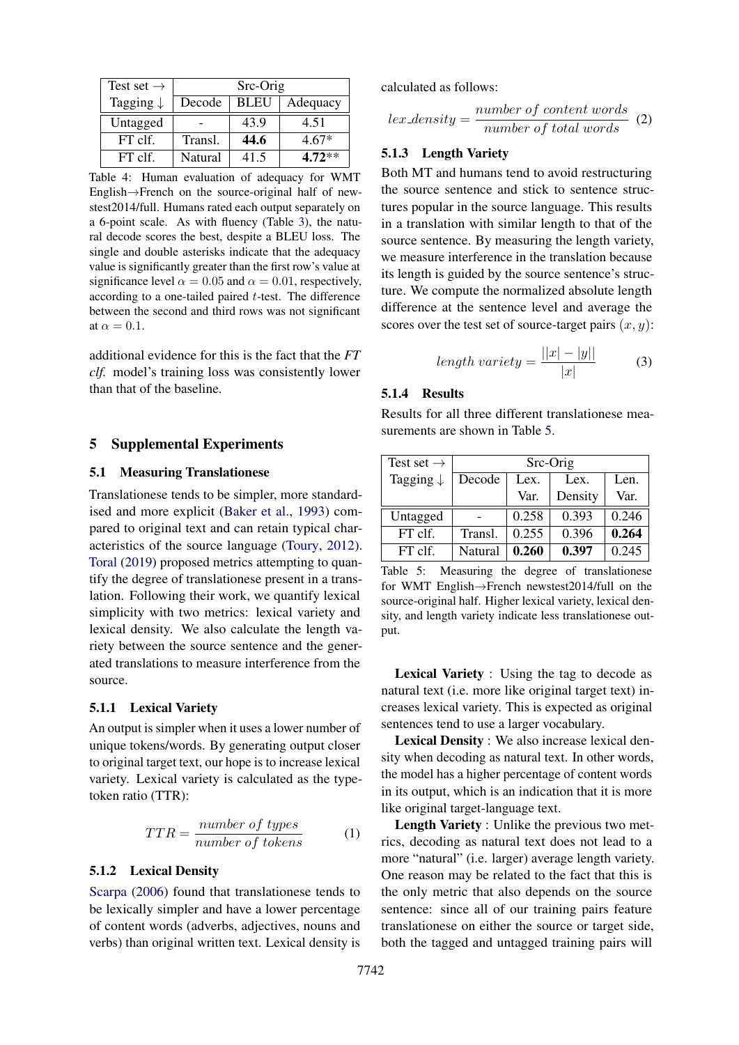| Test set → | Src-Orig | | |
|---|---|---|---|
| Tagging ↓ | Decode | BLEU | Adequacy |
| Untagged | - | 43.9 | 4.51 |
| FT clf. | Transl. | **44.6** | 4.67* |
| FT clf. | Natural | 41.5 | **4.72**** |

Table 4: Human evaluation of adequacy for WMT English→French on the source-original half of newstest2014/full. Humans rated each output separately on a 6-point scale. As with fluency (Table 3), the natural decode scores the best, despite a BLEU loss. The single and double asterisks indicate that the adequacy value is significantly greater than the first row's value at significance level $\alpha = 0.05$ and $\alpha = 0.01$, respectively, according to a one-tailed paired $t$-test. The difference between the second and third rows was not significant at $\alpha = 0.1$.

additional evidence for this is the fact that the *FT clf.* model's training loss was consistently lower than that of the baseline.

## 5 Supplemental Experiments

### 5.1 Measuring Translationese

Translationese tends to be simpler, more standardised and more explicit (Baker et al., 1993) compared to original text and can retain typical characteristics of the source language (Toury, 2012). Toral (2019) proposed metrics attempting to quantify the degree of translationese present in a translation. Following their work, we quantify lexical simplicity with two metrics: lexical variety and lexical density. We also calculate the length variety between the source sentence and the generated translations to measure interference from the source.

#### 5.1.1 Lexical Variety

An output is simpler when it uses a lower number of unique tokens/words. By generating output closer to original target text, our hope is to increase lexical variety. Lexical variety is calculated as the type-token ratio (TTR):

$$TTR = \frac{number\ of\ types}{number\ of\ tokens} \tag{1}$$

#### 5.1.2 Lexical Density

Scarpa (2006) found that translationese tends to be lexically simpler and have a lower percentage of content words (adverbs, adjectives, nouns and verbs) than original written text. Lexical density is calculated as follows:

$$lex\_density = \frac{number\ of\ content\ words}{number\ of\ total\ words} \tag{2}$$

#### 5.1.3 Length Variety

Both MT and humans tend to avoid restructuring the source sentence and stick to sentence structures popular in the source language. This results in a translation with similar length to that of the source sentence. By measuring the length variety, we measure interference in the translation because its length is guided by the source sentence's structure. We compute the normalized absolute length difference at the sentence level and average the scores over the test set of source-target pairs $(x, y)$:

$$length\ variety = \frac{||x| - |y||}{|x|} \tag{3}$$

#### 5.1.4 Results

Results for all three different translationese measurements are shown in Table 5.

| Test set → | Src-Orig | | | |
|---|---|---|---|---|
| Tagging ↓ | Decode | Lex. Var. | Lex. Density | Len. Var. |
| Untagged | - | 0.258 | 0.393 | 0.246 |
| FT clf. | Transl. | 0.255 | 0.396 | **0.264** |
| FT clf. | Natural | **0.260** | **0.397** | 0.245 |

Table 5: Measuring the degree of translationese for WMT English→French newstest2014/full on the source-original half. Higher lexical variety, lexical density, and length variety indicate less translationese output.

**Lexical Variety** : Using the tag to decode as natural text (i.e. more like original target text) increases lexical variety. This is expected as original sentences tend to use a larger vocabulary.

**Lexical Density** : We also increase lexical density when decoding as natural text. In other words, the model has a higher percentage of content words in its output, which is an indication that it is more like original target-language text.

**Length Variety** : Unlike the previous two metrics, decoding as natural text does not lead to a more "natural" (i.e. larger) average length variety. One reason may be related to the fact that this is the only metric that also depends on the source sentence: since all of our training pairs feature translationese on either the source or target side, both the tagged and untagged training pairs will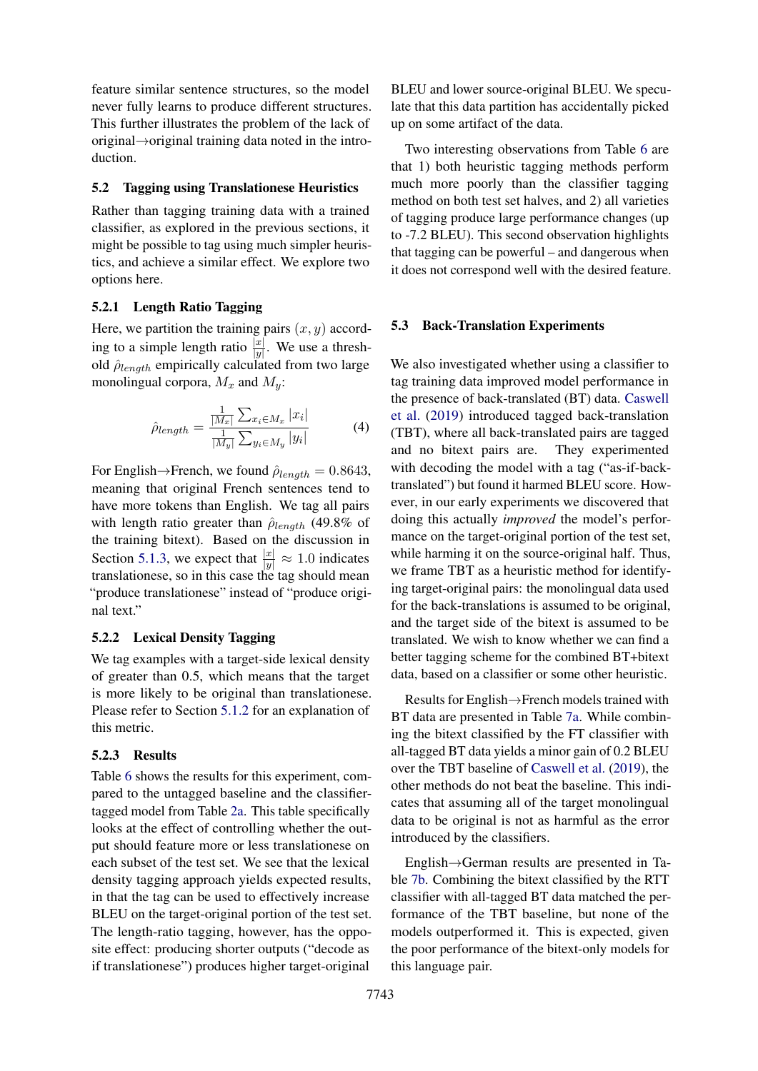feature similar sentence structures, so the model never fully learns to produce different structures. This further illustrates the problem of the lack of original→original training data noted in the introduction.

### 5.2 Tagging using Translationese Heuristics

Rather than tagging training data with a trained classifier, as explored in the previous sections, it might be possible to tag using much simpler heuristics, and achieve a similar effect. We explore two options here.

#### 5.2.1 Length Ratio Tagging

Here, we partition the training pairs $(x, y)$ according to a simple length ratio $\frac{|x|}{|y|}$. We use a threshold $\hat{\rho}_{length}$ empirically calculated from two large monolingual corpora, $M_x$ and $M_y$:

$$\hat{\rho}_{length} = \frac{\frac{1}{|M_x|}\sum_{x_i \in M_x} |x_i|}{\frac{1}{|M_y|}\sum_{y_i \in M_y} |y_i|} \quad (4)$$

For English→French, we found $\hat{\rho}_{length} = 0.8643$, meaning that original French sentences tend to have more tokens than English. We tag all pairs with length ratio greater than $\hat{\rho}_{length}$ (49.8% of the training bitext). Based on the discussion in Section 5.1.3, we expect that $\frac{|x|}{|y|} \approx 1.0$ indicates translationese, so in this case the tag should mean "produce translationese" instead of "produce original text."

#### 5.2.2 Lexical Density Tagging

We tag examples with a target-side lexical density of greater than 0.5, which means that the target is more likely to be original than translationese. Please refer to Section 5.1.2 for an explanation of this metric.

#### 5.2.3 Results

Table 6 shows the results for this experiment, compared to the untagged baseline and the classifier-tagged model from Table 2a. This table specifically looks at the effect of controlling whether the output should feature more or less translationese on each subset of the test set. We see that the lexical density tagging approach yields expected results, in that the tag can be used to effectively increase BLEU on the target-original portion of the test set. The length-ratio tagging, however, has the opposite effect: producing shorter outputs ("decode as if translationese") produces higher target-original BLEU and lower source-original BLEU. We speculate that this data partition has accidentally picked up on some artifact of the data.

Two interesting observations from Table 6 are that 1) both heuristic tagging methods perform much more poorly than the classifier tagging method on both test set halves, and 2) all varieties of tagging produce large performance changes (up to -7.2 BLEU). This second observation highlights that tagging can be powerful – and dangerous when it does not correspond well with the desired feature.

### 5.3 Back-Translation Experiments

We also investigated whether using a classifier to tag training data improved model performance in the presence of back-translated (BT) data. Caswell et al. (2019) introduced tagged back-translation (TBT), where all back-translated pairs are tagged and no bitext pairs are. They experimented with decoding the model with a tag ("as-if-back-translated") but found it harmed BLEU score. However, in our early experiments we discovered that doing this actually *improved* the model's performance on the target-original portion of the test set, while harming it on the source-original half. Thus, we frame TBT as a heuristic method for identifying target-original pairs: the monolingual data used for the back-translations is assumed to be original, and the target side of the bitext is assumed to be translated. We wish to know whether we can find a better tagging scheme for the combined BT+bitext data, based on a classifier or some other heuristic.

Results for English→French models trained with BT data are presented in Table 7a. While combining the bitext classified by the FT classifier with all-tagged BT data yields a minor gain of 0.2 BLEU over the TBT baseline of Caswell et al. (2019), the other methods do not beat the baseline. This indicates that assuming all of the target monolingual data to be original is not as harmful as the error introduced by the classifiers.

English→German results are presented in Table 7b. Combining the bitext classified by the RTT classifier with all-tagged BT data matched the performance of the TBT baseline, but none of the models outperformed it. This is expected, given the poor performance of the bitext-only models for this language pair.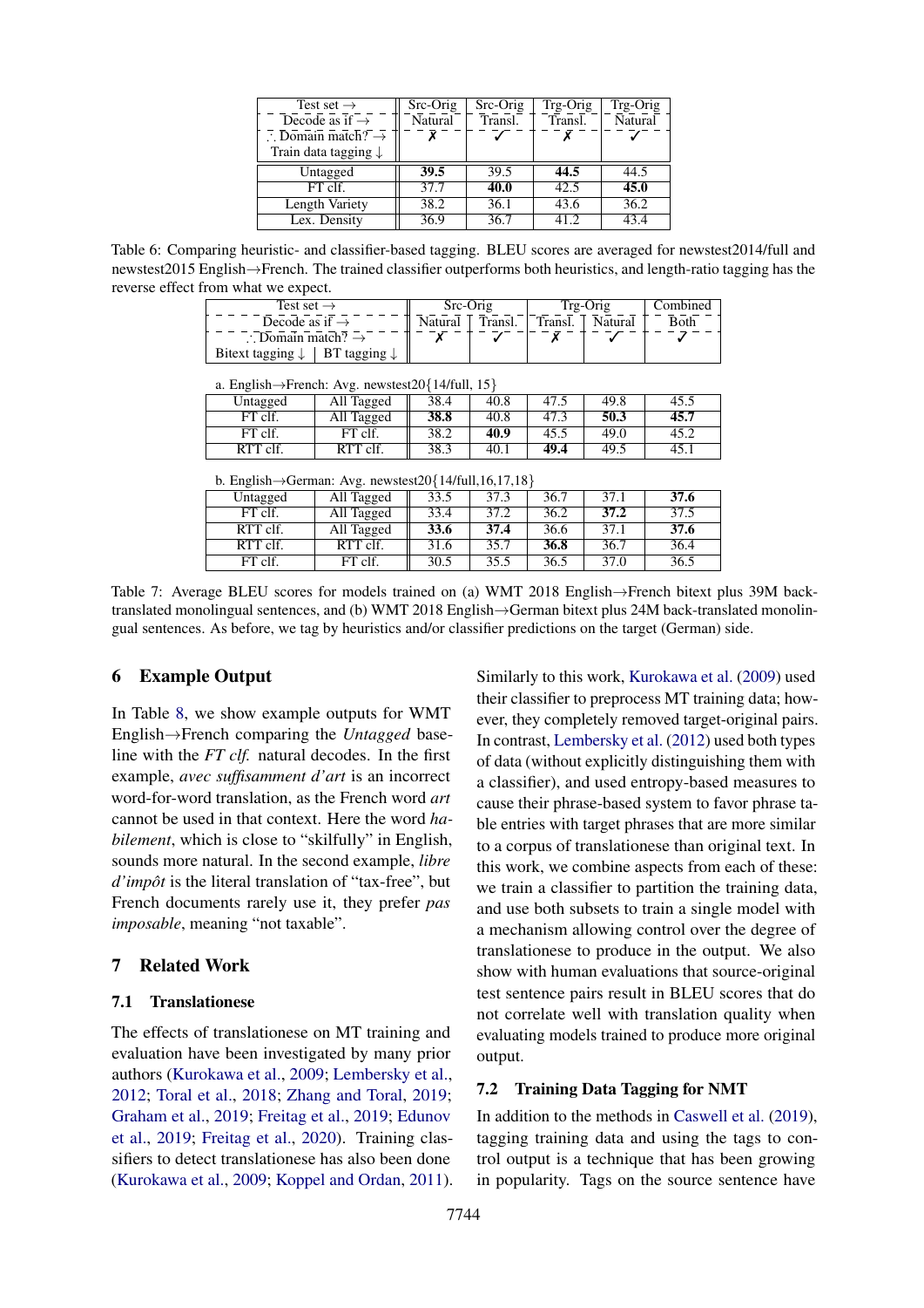| Test set → | Src-Orig | Src-Orig | Trg-Orig | Trg-Orig |
|---|---|---|---|---|
| Decode as if → | Natural | Transl. | Transl. | Natural |
| ∴ Domain match? → | ✗ | ✓ | ✗ | ✓ |
| Train data tagging ↓ | | | | |
| Untagged | **39.5** | 39.5 | **44.5** | 44.5 |
| FT clf. | 37.7 | **40.0** | 42.5 | **45.0** |
| Length Variety | 38.2 | 36.1 | 43.6 | 36.2 |
| Lex. Density | 36.9 | 36.7 | 41.2 | 43.4 |

Table 6: Comparing heuristic- and classifier-based tagging. BLEU scores are averaged for newstest2014/full and newstest2015 English→French. The trained classifier outperforms both heuristics, and length-ratio tagging has the reverse effect from what we expect.

| Test set → | | Src-Orig | | Trg-Orig | | Combined |
|---|---|---|---|---|---|---|
| Decode as if → | | Natural | Transl. | Transl. | Natural | Both |
| ∴ Domain match? → | | ✗ | ✓ | ✗ | ✓ | ✓ |
| Bitext tagging ↓ | BT tagging ↓ | | | | | |
| *a. English→French: Avg. newstest20{14/full, 15}* | | | | | | |
| Untagged | All Tagged | 38.4 | 40.8 | 47.5 | 49.8 | 45.5 |
| FT clf. | All Tagged | **38.8** | 40.8 | 47.3 | **50.3** | **45.7** |
| FT clf. | FT clf. | 38.2 | **40.9** | 45.5 | 49.0 | 45.2 |
| RTT clf. | RTT clf. | 38.3 | 40.1 | **49.4** | 49.5 | 45.1 |
| *b. English→German: Avg. newstest20{14/full,16,17,18}* | | | | | | |
| Untagged | All Tagged | 33.5 | 37.3 | 36.7 | 37.1 | **37.6** |
| FT clf. | All Tagged | 33.4 | 37.2 | 36.2 | **37.2** | 37.5 |
| RTT clf. | All Tagged | **33.6** | **37.4** | 36.6 | 37.1 | **37.6** |
| RTT clf. | RTT clf. | 31.6 | 35.7 | **36.8** | 36.7 | 36.4 |
| FT clf. | FT clf. | 30.5 | 35.5 | 36.5 | 37.0 | 36.5 |

Table 7: Average BLEU scores for models trained on (a) WMT 2018 English→French bitext plus 39M back-translated monolingual sentences, and (b) WMT 2018 English→German bitext plus 24M back-translated monolingual sentences. As before, we tag by heuristics and/or classifier predictions on the target (German) side.

## 6 Example Output

In Table 8, we show example outputs for WMT English→French comparing the *Untagged* baseline with the *FT clf.* natural decodes. In the first example, *avec suffisamment d'art* is an incorrect word-for-word translation, as the French word *art* cannot be used in that context. Here the word *habilement*, which is close to "skilfully" in English, sounds more natural. In the second example, *libre d'impôt* is the literal translation of "tax-free", but French documents rarely use it, they prefer *pas imposable*, meaning "not taxable".

## 7 Related Work

### 7.1 Translationese

The effects of translationese on MT training and evaluation have been investigated by many prior authors (Kurokawa et al., 2009; Lembersky et al., 2012; Toral et al., 2018; Zhang and Toral, 2019; Graham et al., 2019; Freitag et al., 2019; Edunov et al., 2019; Freitag et al., 2020). Training classifiers to detect translationese has also been done (Kurokawa et al., 2009; Koppel and Ordan, 2011). Similarly to this work, Kurokawa et al. (2009) used their classifier to preprocess MT training data; however, they completely removed target-original pairs. In contrast, Lembersky et al. (2012) used both types of data (without explicitly distinguishing them with a classifier), and used entropy-based measures to cause their phrase-based system to favor phrase table entries with target phrases that are more similar to a corpus of translationese than original text. In this work, we combine aspects from each of these: we train a classifier to partition the training data, and use both subsets to train a single model with a mechanism allowing control over the degree of translationese to produce in the output. We also show with human evaluations that source-original test sentence pairs result in BLEU scores that do not correlate well with translation quality when evaluating models trained to produce more original output.

### 7.2 Training Data Tagging for NMT

In addition to the methods in Caswell et al. (2019), tagging training data and using the tags to control output is a technique that has been growing in popularity. Tags on the source sentence have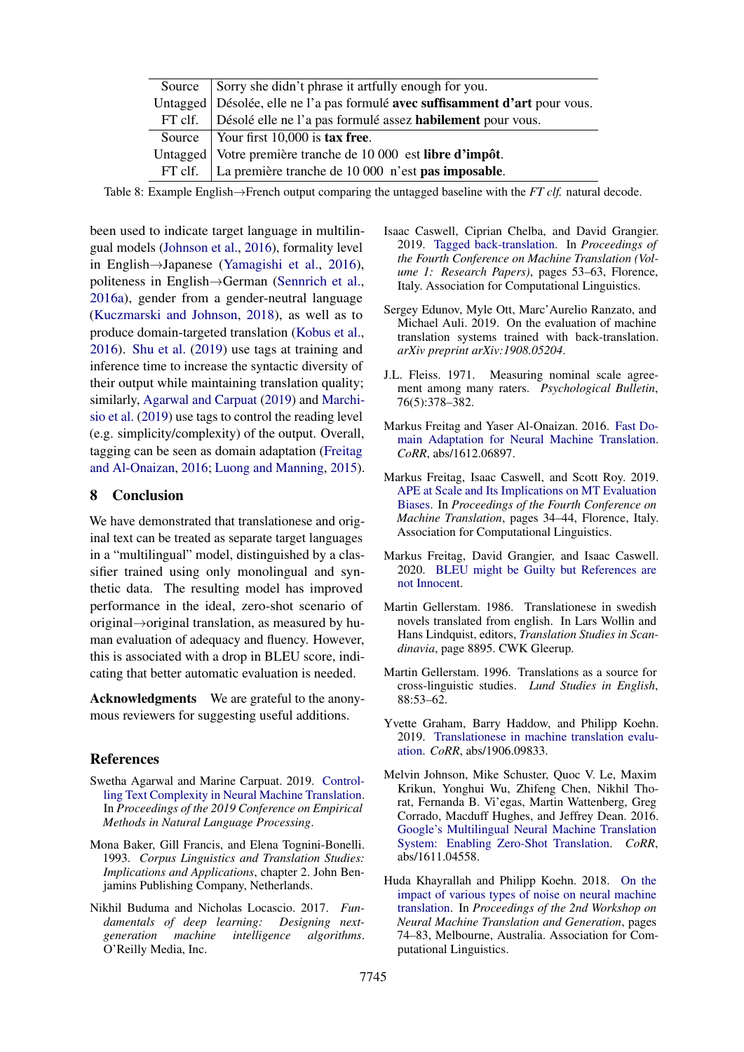| Source | Sorry she didn't phrase it artfully enough for you. |
|---|---|
| Untagged | Désolée, elle ne l'a pas formulé **avec suffisamment d'art** pour vous. |
| FT clf. | Désolé elle ne l'a pas formulé assez **habilement** pour vous. |
| Source | Your first 10,000 is **tax free**. |
| Untagged | Votre première tranche de 10 000 est **libre d'impôt**. |
| FT clf. | La première tranche de 10 000 n'est **pas imposable**. |

Table 8: Example English→French output comparing the untagged baseline with the *FT clf.* natural decode.

been used to indicate target language in multilingual models (Johnson et al., 2016), formality level in English→Japanese (Yamagishi et al., 2016), politeness in English→German (Sennrich et al., 2016a), gender from a gender-neutral language (Kuczmarski and Johnson, 2018), as well as to produce domain-targeted translation (Kobus et al., 2016). Shu et al. (2019) use tags at training and inference time to increase the syntactic diversity of their output while maintaining translation quality; similarly, Agarwal and Carpuat (2019) and Marchisio et al. (2019) use tags to control the reading level (e.g. simplicity/complexity) of the output. Overall, tagging can be seen as domain adaptation (Freitag and Al-Onaizan, 2016; Luong and Manning, 2015).

## 8 Conclusion

We have demonstrated that translationese and original text can be treated as separate target languages in a "multilingual" model, distinguished by a classifier trained using only monolingual and synthetic data. The resulting model has improved performance in the ideal, zero-shot scenario of original→original translation, as measured by human evaluation of adequacy and fluency. However, this is associated with a drop in BLEU score, indicating that better automatic evaluation is needed.

**Acknowledgments** We are grateful to the anonymous reviewers for suggesting useful additions.

## References

Swetha Agarwal and Marine Carpuat. 2019. Controlling Text Complexity in Neural Machine Translation. In *Proceedings of the 2019 Conference on Empirical Methods in Natural Language Processing*.

Mona Baker, Gill Francis, and Elena Tognini-Bonelli. 1993. *Corpus Linguistics and Translation Studies: Implications and Applications*, chapter 2. John Benjamins Publishing Company, Netherlands.

Nikhil Buduma and Nicholas Locascio. 2017. *Fundamentals of deep learning: Designing next-generation machine intelligence algorithms*. O'Reilly Media, Inc.

Isaac Caswell, Ciprian Chelba, and David Grangier. 2019. Tagged back-translation. In *Proceedings of the Fourth Conference on Machine Translation (Volume 1: Research Papers)*, pages 53–63, Florence, Italy. Association for Computational Linguistics.

Sergey Edunov, Myle Ott, Marc'Aurelio Ranzato, and Michael Auli. 2019. On the evaluation of machine translation systems trained with back-translation. *arXiv preprint arXiv:1908.05204*.

J.L. Fleiss. 1971. Measuring nominal scale agreement among many raters. *Psychological Bulletin*, 76(5):378–382.

Markus Freitag and Yaser Al-Onaizan. 2016. Fast Domain Adaptation for Neural Machine Translation. *CoRR*, abs/1612.06897.

Markus Freitag, Isaac Caswell, and Scott Roy. 2019. APE at Scale and Its Implications on MT Evaluation Biases. In *Proceedings of the Fourth Conference on Machine Translation*, pages 34–44, Florence, Italy. Association for Computational Linguistics.

Markus Freitag, David Grangier, and Isaac Caswell. 2020. BLEU might be Guilty but References are not Innocent.

Martin Gellerstam. 1986. Translationese in swedish novels translated from english. In Lars Wollin and Hans Lindquist, editors, *Translation Studies in Scandinavia*, page 8895. CWK Gleerup.

Martin Gellerstam. 1996. Translations as a source for cross-linguistic studies. *Lund Studies in English*, 88:53–62.

Yvette Graham, Barry Haddow, and Philipp Koehn. 2019. Translationese in machine translation evaluation. *CoRR*, abs/1906.09833.

Melvin Johnson, Mike Schuster, Quoc V. Le, Maxim Krikun, Yonghui Wu, Zhifeng Chen, Nikhil Thorat, Fernanda B. Vi'egas, Martin Wattenberg, Greg Corrado, Macduff Hughes, and Jeffrey Dean. 2016. Google's Multilingual Neural Machine Translation System: Enabling Zero-Shot Translation. *CoRR*, abs/1611.04558.

Huda Khayrallah and Philipp Koehn. 2018. On the impact of various types of noise on neural machine translation. In *Proceedings of the 2nd Workshop on Neural Machine Translation and Generation*, pages 74–83, Melbourne, Australia. Association for Computational Linguistics.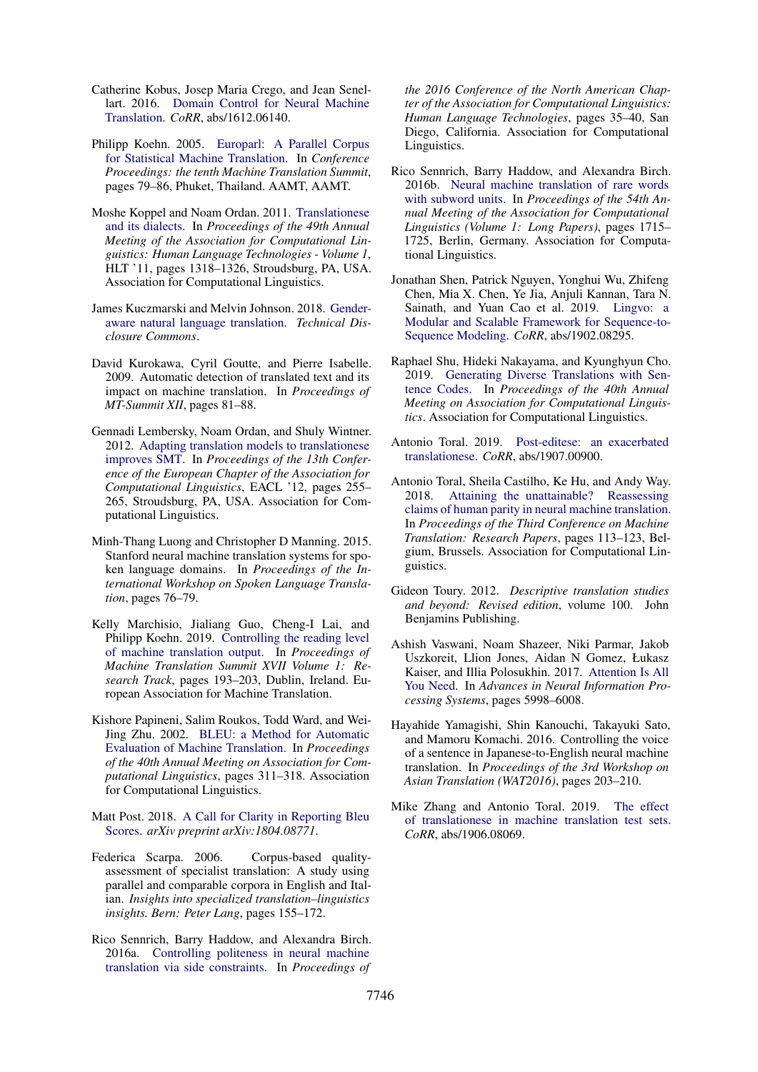Catherine Kobus, Josep Maria Crego, and Jean Senellart. 2016. Domain Control for Neural Machine Translation. *CoRR*, abs/1612.06140.

Philipp Koehn. 2005. Europarl: A Parallel Corpus for Statistical Machine Translation. In *Conference Proceedings: the tenth Machine Translation Summit*, pages 79–86, Phuket, Thailand. AAMT, AAMT.

Moshe Koppel and Noam Ordan. 2011. Translationese and its dialects. In *Proceedings of the 49th Annual Meeting of the Association for Computational Linguistics: Human Language Technologies - Volume 1*, HLT '11, pages 1318–1326, Stroudsburg, PA, USA. Association for Computational Linguistics.

James Kuczmarski and Melvin Johnson. 2018. Gender-aware natural language translation. *Technical Disclosure Commons*.

David Kurokawa, Cyril Goutte, and Pierre Isabelle. 2009. Automatic detection of translated text and its impact on machine translation. In *Proceedings of MT-Summit XII*, pages 81–88.

Gennadi Lembersky, Noam Ordan, and Shuly Wintner. 2012. Adapting translation models to translationese improves SMT. In *Proceedings of the 13th Conference of the European Chapter of the Association for Computational Linguistics*, EACL '12, pages 255–265, Stroudsburg, PA, USA. Association for Computational Linguistics.

Minh-Thang Luong and Christopher D Manning. 2015. Stanford neural machine translation systems for spoken language domains. In *Proceedings of the International Workshop on Spoken Language Translation*, pages 76–79.

Kelly Marchisio, Jialiang Guo, Cheng-I Lai, and Philipp Koehn. 2019. Controlling the reading level of machine translation output. In *Proceedings of Machine Translation Summit XVII Volume 1: Research Track*, pages 193–203, Dublin, Ireland. European Association for Machine Translation.

Kishore Papineni, Salim Roukos, Todd Ward, and Wei-Jing Zhu. 2002. BLEU: a Method for Automatic Evaluation of Machine Translation. In *Proceedings of the 40th Annual Meeting on Association for Computational Linguistics*, pages 311–318. Association for Computational Linguistics.

Matt Post. 2018. A Call for Clarity in Reporting Bleu Scores. *arXiv preprint arXiv:1804.08771*.

Federica Scarpa. 2006. Corpus-based quality-assessment of specialist translation: A study using parallel and comparable corpora in English and Italian. *Insights into specialized translation–linguistics insights. Bern: Peter Lang*, pages 155–172.

Rico Sennrich, Barry Haddow, and Alexandra Birch. 2016a. Controlling politeness in neural machine translation via side constraints. In *Proceedings of the 2016 Conference of the North American Chapter of the Association for Computational Linguistics: Human Language Technologies*, pages 35–40, San Diego, California. Association for Computational Linguistics.

Rico Sennrich, Barry Haddow, and Alexandra Birch. 2016b. Neural machine translation of rare words with subword units. In *Proceedings of the 54th Annual Meeting of the Association for Computational Linguistics (Volume 1: Long Papers)*, pages 1715–1725, Berlin, Germany. Association for Computational Linguistics.

Jonathan Shen, Patrick Nguyen, Yonghui Wu, Zhifeng Chen, Mia X. Chen, Ye Jia, Anjuli Kannan, Tara N. Sainath, and Yuan Cao et al. 2019. Lingvo: a Modular and Scalable Framework for Sequence-to-Sequence Modeling. *CoRR*, abs/1902.08295.

Raphael Shu, Hideki Nakayama, and Kyunghyun Cho. 2019. Generating Diverse Translations with Sentence Codes. In *Proceedings of the 40th Annual Meeting on Association for Computational Linguistics*. Association for Computational Linguistics.

Antonio Toral. 2019. Post-editese: an exacerbated translationese. *CoRR*, abs/1907.00900.

Antonio Toral, Sheila Castilho, Ke Hu, and Andy Way. 2018. Attaining the unattainable? Reassessing claims of human parity in neural machine translation. In *Proceedings of the Third Conference on Machine Translation: Research Papers*, pages 113–123, Belgium, Brussels. Association for Computational Linguistics.

Gideon Toury. 2012. *Descriptive translation studies and beyond: Revised edition*, volume 100. John Benjamins Publishing.

Ashish Vaswani, Noam Shazeer, Niki Parmar, Jakob Uszkoreit, Llion Jones, Aidan N Gomez, Łukasz Kaiser, and Illia Polosukhin. 2017. Attention Is All You Need. In *Advances in Neural Information Processing Systems*, pages 5998–6008.

Hayahide Yamagishi, Shin Kanouchi, Takayuki Sato, and Mamoru Komachi. 2016. Controlling the voice of a sentence in Japanese-to-English neural machine translation. In *Proceedings of the 3rd Workshop on Asian Translation (WAT2016)*, pages 203–210.

Mike Zhang and Antonio Toral. 2019. The effect of translationese in machine translation test sets. *CoRR*, abs/1906.08069.